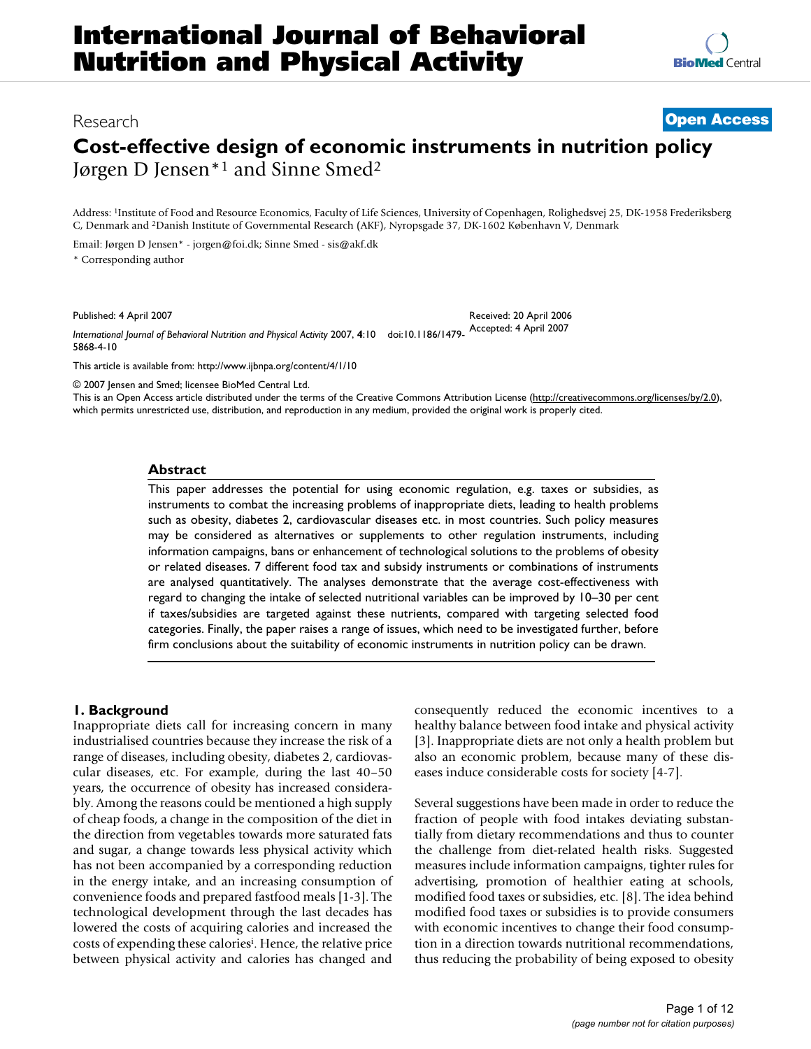# International Journal of Behavioral Nutrition and Physical Activity

Research **Open Access**

## Cost-effective design of economic instruments in nutrition policy

Jørgen D Jensen*[1] and Sinne Smed[2]

Address: [1]Institute of Food and Resource Economics, Faculty of Life Sciences, University of Copenhagen, Rolighedsvej 25, DK-1958 Frederiksberg C, Denmark and [2]Danish Institute of Governmental Research (AKF), Nyropsgade 37, DK-1602 København V, Denmark

Email: Jørgen D Jensen* - jorgen@foi.dk; Sinne Smed - sis@akf.dk

* Corresponding author

Published: 4 April 2007

Received: 20 April 2006
Accepted: 4 April 2007

*International Journal of Behavioral Nutrition and Physical Activity* 2007, **4**:10 doi:10.1186/1479-5868-4-10

This article is available from: http://www.ijbnpa.org/content/4/1/10

© 2007 Jensen and Smed; licensee BioMed Central Ltd.
This is an Open Access article distributed under the terms of the Creative Commons Attribution License (http://creativecommons.org/licenses/by/2.0), which permits unrestricted use, distribution, and reproduction in any medium, provided the original work is properly cited.

### Abstract

This paper addresses the potential for using economic regulation, e.g. taxes or subsidies, as instruments to combat the increasing problems of inappropriate diets, leading to health problems such as obesity, diabetes 2, cardiovascular diseases etc. in most countries. Such policy measures may be considered as alternatives or supplements to other regulation instruments, including information campaigns, bans or enhancement of technological solutions to the problems of obesity or related diseases. 7 different food tax and subsidy instruments or combinations of instruments are analysed quantitatively. The analyses demonstrate that the average cost-effectiveness with regard to changing the intake of selected nutritional variables can be improved by 10–30 per cent if taxes/subsidies are targeted against these nutrients, compared with targeting selected food categories. Finally, the paper raises a range of issues, which need to be investigated further, before firm conclusions about the suitability of economic instruments in nutrition policy can be drawn.

## 1. Background

Inappropriate diets call for increasing concern in many industrialised countries because they increase the risk of a range of diseases, including obesity, diabetes 2, cardiovascular diseases, etc. For example, during the last 40–50 years, the occurrence of obesity has increased considerably. Among the reasons could be mentioned a high supply of cheap foods, a change in the composition of the diet in the direction from vegetables towards more saturated fats and sugar, a change towards less physical activity which has not been accompanied by a corresponding reduction in the energy intake, and an increasing consumption of convenience foods and prepared fastfood meals [1-3]. The technological development through the last decades has lowered the costs of acquiring calories and increased the costs of expending these calories[i]. Hence, the relative price between physical activity and calories has changed and consequently reduced the economic incentives to a healthy balance between food intake and physical activity [3]. Inappropriate diets are not only a health problem but also an economic problem, because many of these diseases induce considerable costs for society [4-7].

Several suggestions have been made in order to reduce the fraction of people with food intakes deviating substantially from dietary recommendations and thus to counter the challenge from diet-related health risks. Suggested measures include information campaigns, tighter rules for advertising, promotion of healthier eating at schools, modified food taxes or subsidies, etc. [8]. The idea behind modified food taxes or subsidies is to provide consumers with economic incentives to change their food consumption in a direction towards nutritional recommendations, thus reducing the probability of being exposed to obesity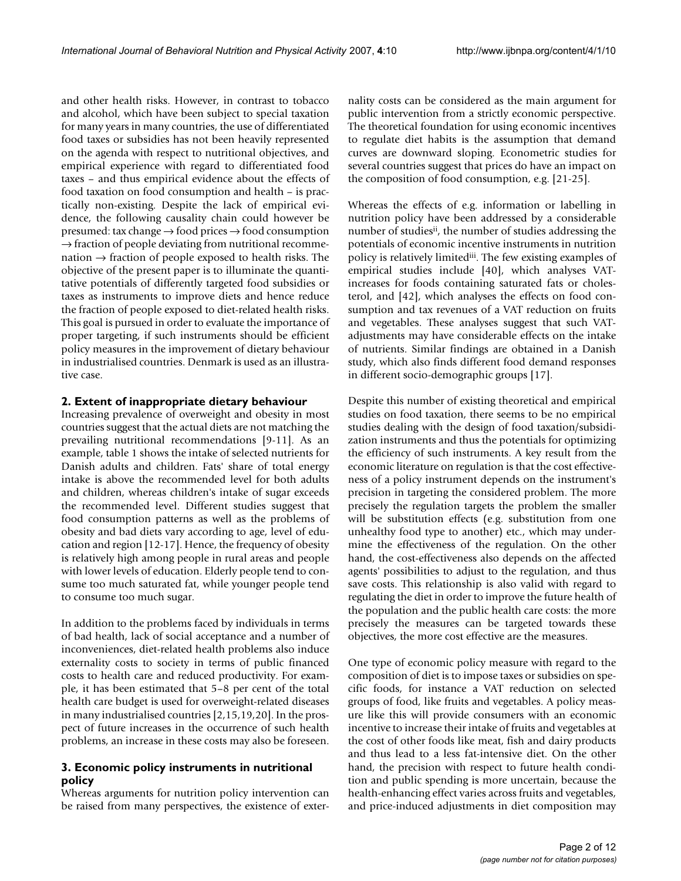and other health risks. However, in contrast to tobacco and alcohol, which have been subject to special taxation for many years in many countries, the use of differentiated food taxes or subsidies has not been heavily represented on the agenda with respect to nutritional objectives, and empirical experience with regard to differentiated food taxes – and thus empirical evidence about the effects of food taxation on food consumption and health – is practically non-existing. Despite the lack of empirical evidence, the following causality chain could however be presumed: tax change → food prices → food consumption → fraction of people deviating from nutritional recommenation → fraction of people exposed to health risks. The objective of the present paper is to illuminate the quantitative potentials of differently targeted food subsidies or taxes as instruments to improve diets and hence reduce the fraction of people exposed to diet-related health risks. This goal is pursued in order to evaluate the importance of proper targeting, if such instruments should be efficient policy measures in the improvement of dietary behaviour in industrialised countries. Denmark is used as an illustrative case.

## 2. Extent of inappropriate dietary behaviour

Increasing prevalence of overweight and obesity in most countries suggest that the actual diets are not matching the prevailing nutritional recommendations [9-11]. As an example, table 1 shows the intake of selected nutrients for Danish adults and children. Fats' share of total energy intake is above the recommended level for both adults and children, whereas children's intake of sugar exceeds the recommended level. Different studies suggest that food consumption patterns as well as the problems of obesity and bad diets vary according to age, level of education and region [12-17]. Hence, the frequency of obesity is relatively high among people in rural areas and people with lower levels of education. Elderly people tend to consume too much saturated fat, while younger people tend to consume too much sugar.

In addition to the problems faced by individuals in terms of bad health, lack of social acceptance and a number of inconveniences, diet-related health problems also induce externality costs to society in terms of public financed costs to health care and reduced productivity. For example, it has been estimated that 5–8 per cent of the total health care budget is used for overweight-related diseases in many industrialised countries [2,15,19,20]. In the prospect of future increases in the occurrence of such health problems, an increase in these costs may also be foreseen.

## 3. Economic policy instruments in nutritional policy

Whereas arguments for nutrition policy intervention can be raised from many perspectives, the existence of externality costs can be considered as the main argument for public intervention from a strictly economic perspective. The theoretical foundation for using economic incentives to regulate diet habits is the assumption that demand curves are downward sloping. Econometric studies for several countries suggest that prices do have an impact on the composition of food consumption, e.g. [21-25].

Whereas the effects of e.g. information or labelling in nutrition policy have been addressed by a considerable number of studies[ii], the number of studies addressing the potentials of economic incentive instruments in nutrition policy is relatively limited[iii]. The few existing examples of empirical studies include [40], which analyses VAT-increases for foods containing saturated fats or cholesterol, and [42], which analyses the effects on food consumption and tax revenues of a VAT reduction on fruits and vegetables. These analyses suggest that such VAT-adjustments may have considerable effects on the intake of nutrients. Similar findings are obtained in a Danish study, which also finds different food demand responses in different socio-demographic groups [17].

Despite this number of existing theoretical and empirical studies on food taxation, there seems to be no empirical studies dealing with the design of food taxation/subsidization instruments and thus the potentials for optimizing the efficiency of such instruments. A key result from the economic literature on regulation is that the cost effectiveness of a policy instrument depends on the instrument's precision in targeting the considered problem. The more precisely the regulation targets the problem the smaller will be substitution effects (e.g. substitution from one unhealthy food type to another) etc., which may undermine the effectiveness of the regulation. On the other hand, the cost-effectiveness also depends on the affected agents' possibilities to adjust to the regulation, and thus save costs. This relationship is also valid with regard to regulating the diet in order to improve the future health of the population and the public health care costs: the more precisely the measures can be targeted towards these objectives, the more cost effective are the measures.

One type of economic policy measure with regard to the composition of diet is to impose taxes or subsidies on specific foods, for instance a VAT reduction on selected groups of food, like fruits and vegetables. A policy measure like this will provide consumers with an economic incentive to increase their intake of fruits and vegetables at the cost of other foods like meat, fish and dairy products and thus lead to a less fat-intensive diet. On the other hand, the precision with respect to future health condition and public spending is more uncertain, because the health-enhancing effect varies across fruits and vegetables, and price-induced adjustments in diet composition may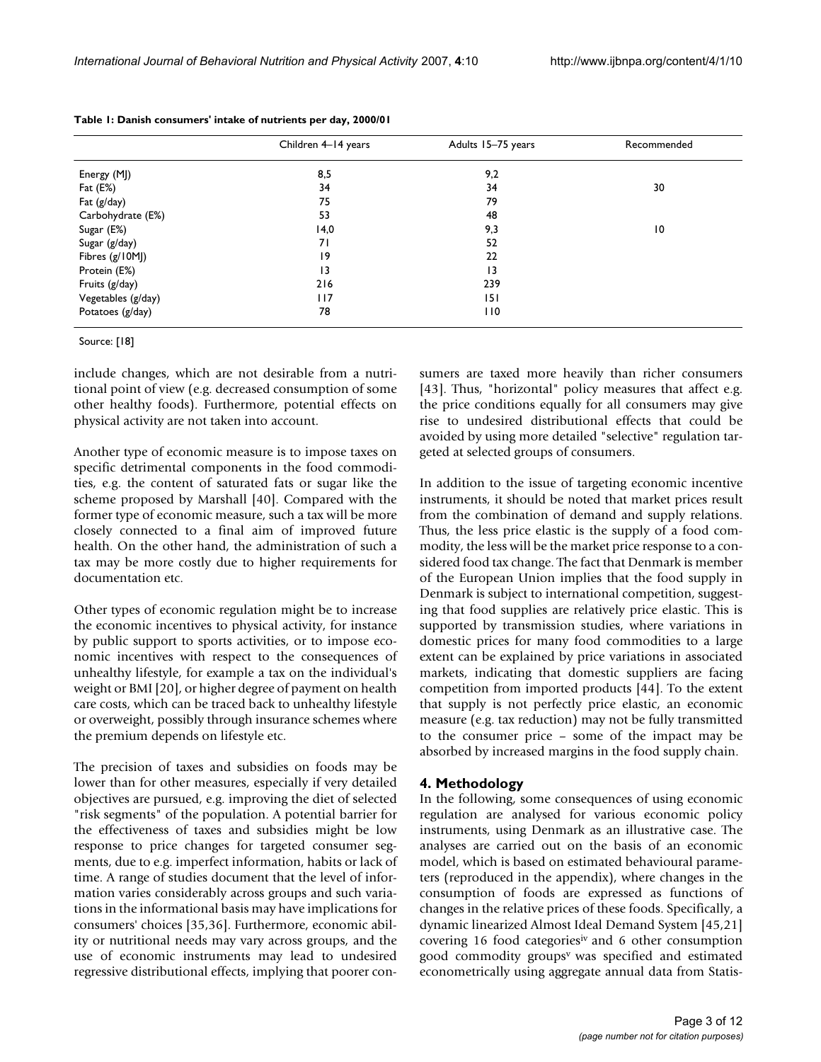**Table 1: Danish consumers' intake of nutrients per day, 2000/01**

| | Children 4–14 years | Adults 15–75 years | Recommended |
|---|---|---|---|
| Energy (MJ) | 8,5 | 9,2 | |
| Fat (E%) | 34 | 34 | 30 |
| Fat (g/day) | 75 | 79 | |
| Carbohydrate (E%) | 53 | 48 | |
| Sugar (E%) | 14,0 | 9,3 | 10 |
| Sugar (g/day) | 71 | 52 | |
| Fibres (g/10MJ) | 19 | 22 | |
| Protein (E%) | 13 | 13 | |
| Fruits (g/day) | 216 | 239 | |
| Vegetables (g/day) | 117 | 151 | |
| Potatoes (g/day) | 78 | 110 | |

Source: [18]

include changes, which are not desirable from a nutritional point of view (e.g. decreased consumption of some other healthy foods). Furthermore, potential effects on physical activity are not taken into account.

Another type of economic measure is to impose taxes on specific detrimental components in the food commodities, e.g. the content of saturated fats or sugar like the scheme proposed by Marshall [40]. Compared with the former type of economic measure, such a tax will be more closely connected to a final aim of improved future health. On the other hand, the administration of such a tax may be more costly due to higher requirements for documentation etc.

Other types of economic regulation might be to increase the economic incentives to physical activity, for instance by public support to sports activities, or to impose economic incentives with respect to the consequences of unhealthy lifestyle, for example a tax on the individual's weight or BMI [20], or higher degree of payment on health care costs, which can be traced back to unhealthy lifestyle or overweight, possibly through insurance schemes where the premium depends on lifestyle etc.

The precision of taxes and subsidies on foods may be lower than for other measures, especially if very detailed objectives are pursued, e.g. improving the diet of selected "risk segments" of the population. A potential barrier for the effectiveness of taxes and subsidies might be low response to price changes for targeted consumer segments, due to e.g. imperfect information, habits or lack of time. A range of studies document that the level of information varies considerably across groups and such variations in the informational basis may have implications for consumers' choices [35,36]. Furthermore, economic ability or nutritional needs may vary across groups, and the use of economic instruments may lead to undesired regressive distributional effects, implying that poorer consumers are taxed more heavily than richer consumers [43]. Thus, "horizontal" policy measures that affect e.g. the price conditions equally for all consumers may give rise to undesired distributional effects that could be avoided by using more detailed "selective" regulation targeted at selected groups of consumers.

In addition to the issue of targeting economic incentive instruments, it should be noted that market prices result from the combination of demand and supply relations. Thus, the less price elastic is the supply of a food commodity, the less will be the market price response to a considered food tax change. The fact that Denmark is member of the European Union implies that the food supply in Denmark is subject to international competition, suggesting that food supplies are relatively price elastic. This is supported by transmission studies, where variations in domestic prices for many food commodities to a large extent can be explained by price variations in associated markets, indicating that domestic suppliers are facing competition from imported products [44]. To the extent that supply is not perfectly price elastic, an economic measure (e.g. tax reduction) may not be fully transmitted to the consumer price – some of the impact may be absorbed by increased margins in the food supply chain.

## 4. Methodology

In the following, some consequences of using economic regulation are analysed for various economic policy instruments, using Denmark as an illustrative case. The analyses are carried out on the basis of an economic model, which is based on estimated behavioural parameters (reproduced in the appendix), where changes in the consumption of foods are expressed as functions of changes in the relative prices of these foods. Specifically, a dynamic linearized Almost Ideal Demand System [45,21] covering 16 food categories[iv] and 6 other consumption good commodity groups[v] was specified and estimated econometrically using aggregate annual data from Statis-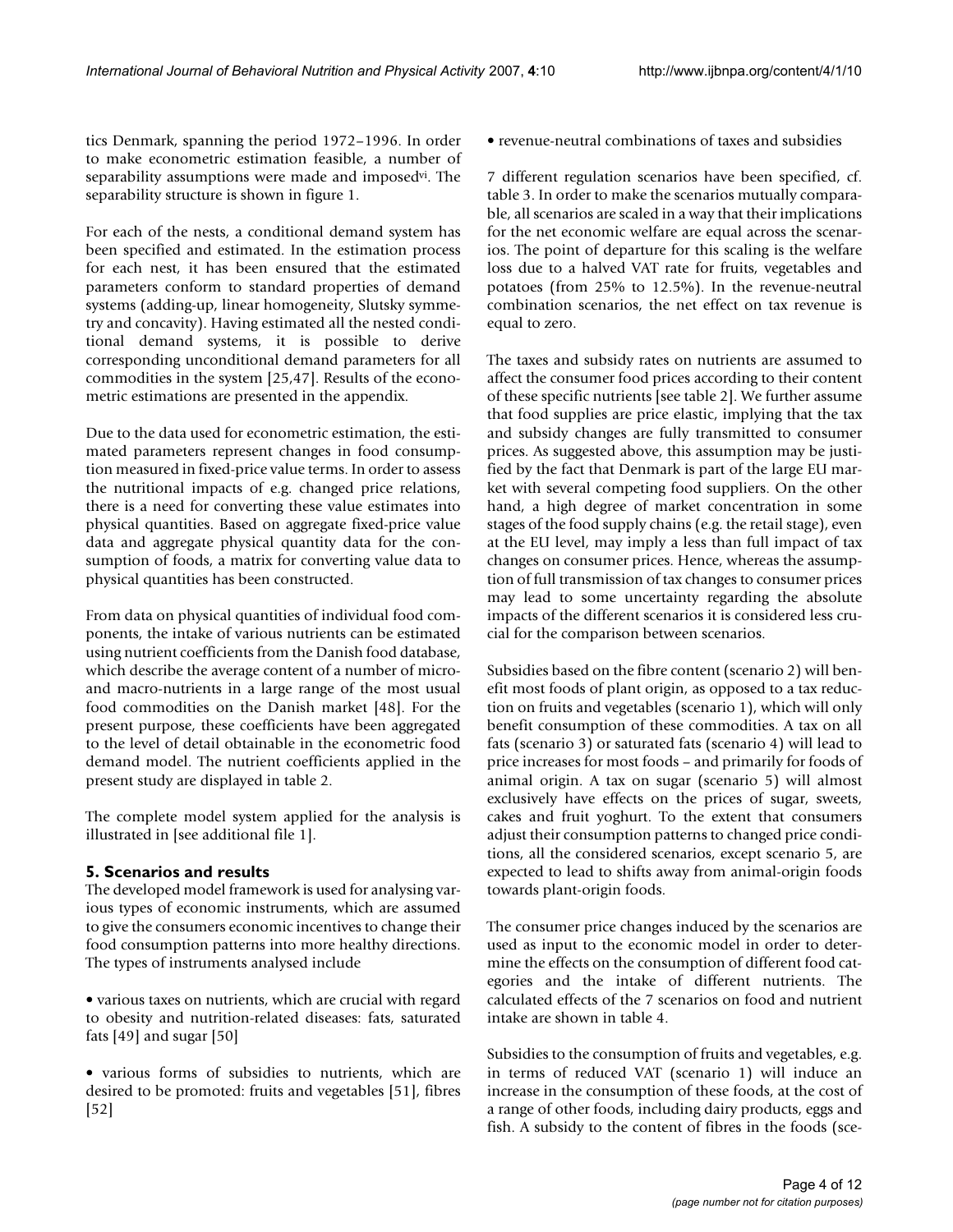tics Denmark, spanning the period 1972–1996. In order to make econometric estimation feasible, a number of separability assumptions were made and imposed[vi]. The separability structure is shown in figure 1.

For each of the nests, a conditional demand system has been specified and estimated. In the estimation process for each nest, it has been ensured that the estimated parameters conform to standard properties of demand systems (adding-up, linear homogeneity, Slutsky symmetry and concavity). Having estimated all the nested conditional demand systems, it is possible to derive corresponding unconditional demand parameters for all commodities in the system [25,47]. Results of the econometric estimations are presented in the appendix.

Due to the data used for econometric estimation, the estimated parameters represent changes in food consumption measured in fixed-price value terms. In order to assess the nutritional impacts of e.g. changed price relations, there is a need for converting these value estimates into physical quantities. Based on aggregate fixed-price value data and aggregate physical quantity data for the consumption of foods, a matrix for converting value data to physical quantities has been constructed.

From data on physical quantities of individual food components, the intake of various nutrients can be estimated using nutrient coefficients from the Danish food database, which describe the average content of a number of micro- and macro-nutrients in a large range of the most usual food commodities on the Danish market [48]. For the present purpose, these coefficients have been aggregated to the level of detail obtainable in the econometric food demand model. The nutrient coefficients applied in the present study are displayed in table 2.

The complete model system applied for the analysis is illustrated in [see additional file 1].

## 5. Scenarios and results

The developed model framework is used for analysing various types of economic instruments, which are assumed to give the consumers economic incentives to change their food consumption patterns into more healthy directions. The types of instruments analysed include

• various taxes on nutrients, which are crucial with regard to obesity and nutrition-related diseases: fats, saturated fats [49] and sugar [50]

• various forms of subsidies to nutrients, which are desired to be promoted: fruits and vegetables [51], fibres [52]

• revenue-neutral combinations of taxes and subsidies

7 different regulation scenarios have been specified, cf. table 3. In order to make the scenarios mutually comparable, all scenarios are scaled in a way that their implications for the net economic welfare are equal across the scenarios. The point of departure for this scaling is the welfare loss due to a halved VAT rate for fruits, vegetables and potatoes (from 25% to 12.5%). In the revenue-neutral combination scenarios, the net effect on tax revenue is equal to zero.

The taxes and subsidy rates on nutrients are assumed to affect the consumer food prices according to their content of these specific nutrients [see table 2]. We further assume that food supplies are price elastic, implying that the tax and subsidy changes are fully transmitted to consumer prices. As suggested above, this assumption may be justified by the fact that Denmark is part of the large EU market with several competing food suppliers. On the other hand, a high degree of market concentration in some stages of the food supply chains (e.g. the retail stage), even at the EU level, may imply a less than full impact of tax changes on consumer prices. Hence, whereas the assumption of full transmission of tax changes to consumer prices may lead to some uncertainty regarding the absolute impacts of the different scenarios it is considered less crucial for the comparison between scenarios.

Subsidies based on the fibre content (scenario 2) will benefit most foods of plant origin, as opposed to a tax reduction on fruits and vegetables (scenario 1), which will only benefit consumption of these commodities. A tax on all fats (scenario 3) or saturated fats (scenario 4) will lead to price increases for most foods – and primarily for foods of animal origin. A tax on sugar (scenario 5) will almost exclusively have effects on the prices of sugar, sweets, cakes and fruit yoghurt. To the extent that consumers adjust their consumption patterns to changed price conditions, all the considered scenarios, except scenario 5, are expected to lead to shifts away from animal-origin foods towards plant-origin foods.

The consumer price changes induced by the scenarios are used as input to the economic model in order to determine the effects on the consumption of different food categories and the intake of different nutrients. The calculated effects of the 7 scenarios on food and nutrient intake are shown in table 4.

Subsidies to the consumption of fruits and vegetables, e.g. in terms of reduced VAT (scenario 1) will induce an increase in the consumption of these foods, at the cost of a range of other foods, including dairy products, eggs and fish. A subsidy to the content of fibres in the foods (sce-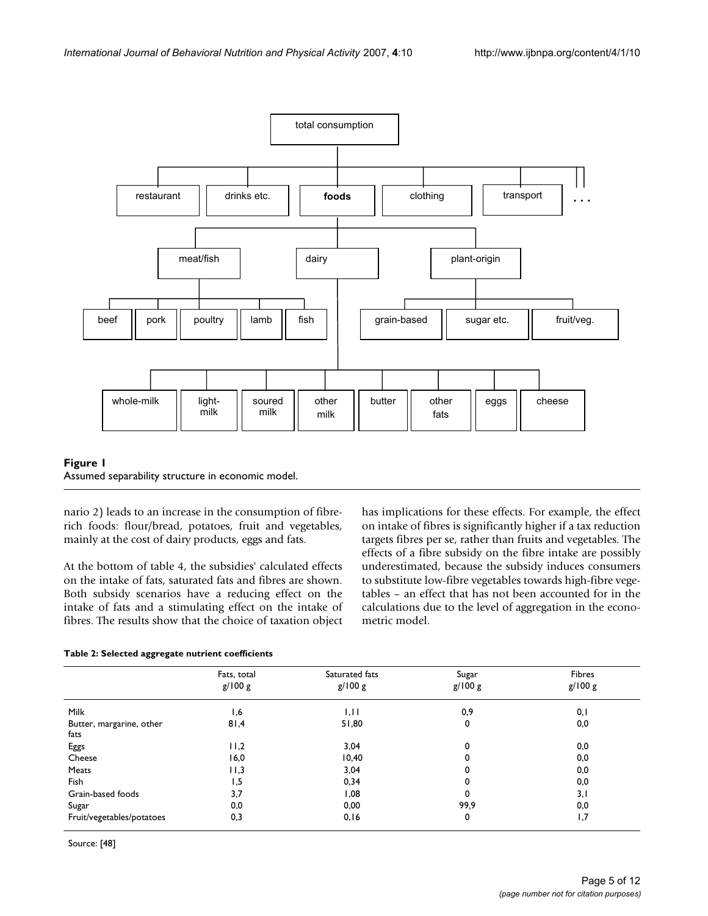**Figure 1**
Assumed separability structure in economic model.

nario 2) leads to an increase in the consumption of fibre-rich foods: flour/bread, potatoes, fruit and vegetables, mainly at the cost of dairy products, eggs and fats.

At the bottom of table 4, the subsidies' calculated effects on the intake of fats, saturated fats and fibres are shown. Both subsidy scenarios have a reducing effect on the intake of fats and a stimulating effect on the intake of fibres. The results show that the choice of taxation object has implications for these effects. For example, the effect on intake of fibres is significantly higher if a tax reduction targets fibres per se, rather than fruits and vegetables. The effects of a fibre subsidy on the fibre intake are possibly underestimated, because the subsidy induces consumers to substitute low-fibre vegetables towards high-fibre vegetables – an effect that has not been accounted for in the calculations due to the level of aggregation in the econometric model.

**Table 2: Selected aggregate nutrient coefficients**

| | Fats, total g/100 g | Saturated fats g/100 g | Sugar g/100 g | Fibres g/100 g |
|---|---|---|---|---|
| Milk | 1,6 | 1,11 | 0,9 | 0,1 |
| Butter, margarine, other fats | 81,4 | 51,80 | 0 | 0,0 |
| Eggs | 11,2 | 3,04 | 0 | 0,0 |
| Cheese | 16,0 | 10,40 | 0 | 0,0 |
| Meats | 11,3 | 3,04 | 0 | 0,0 |
| Fish | 1,5 | 0,34 | 0 | 0,0 |
| Grain-based foods | 3,7 | 1,08 | 0 | 3,1 |
| Sugar | 0,0 | 0,00 | 99,9 | 0,0 |
| Fruit/vegetables/potatoes | 0,3 | 0,16 | 0 | 1,7 |

Source: [48]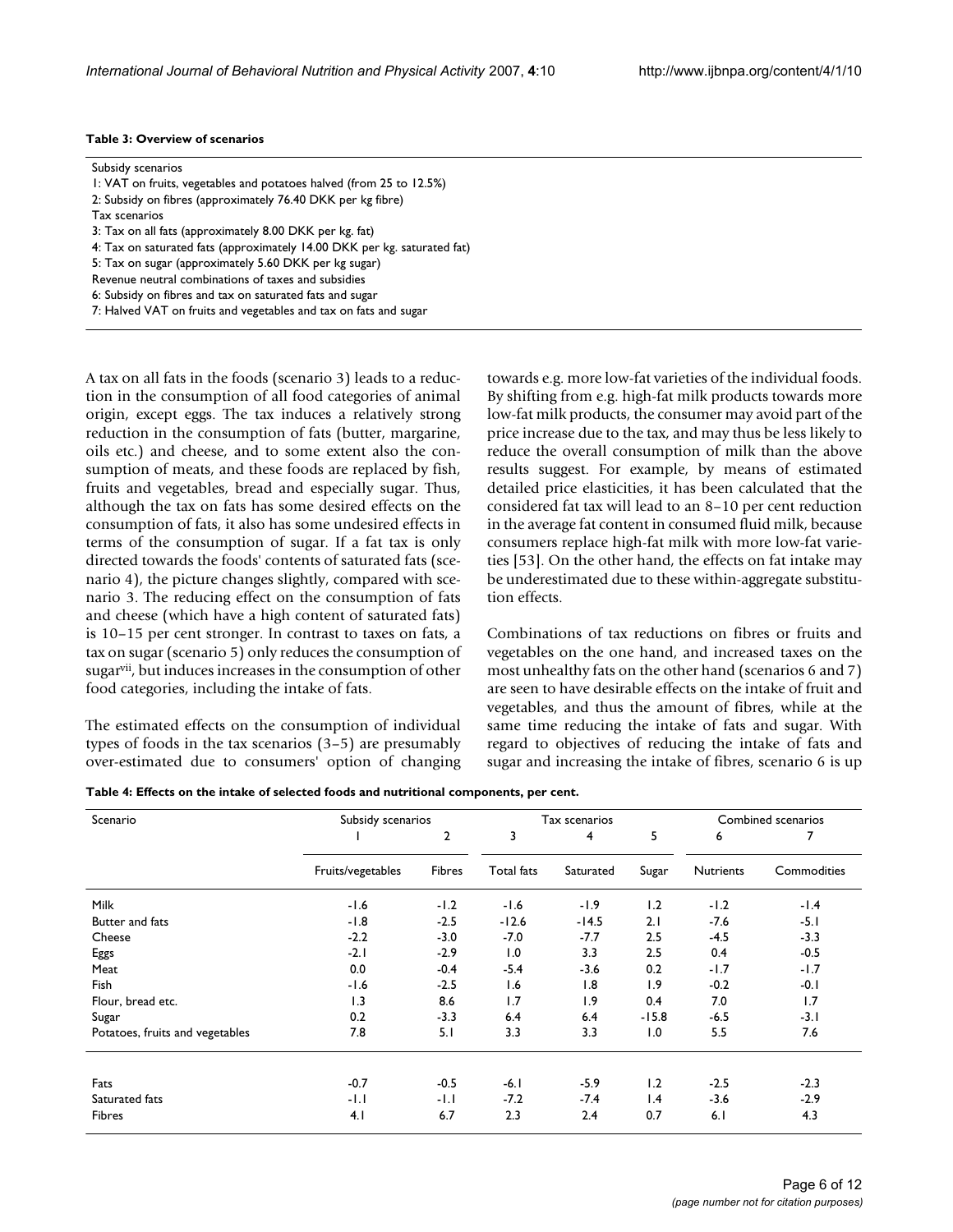**Table 3: Overview of scenarios**

| |
|---|
| Subsidy scenarios |
| 1: VAT on fruits, vegetables and potatoes halved (from 25 to 12.5%) |
| 2: Subsidy on fibres (approximately 76.40 DKK per kg fibre) |
| Tax scenarios |
| 3: Tax on all fats (approximately 8.00 DKK per kg. fat) |
| 4: Tax on saturated fats (approximately 14.00 DKK per kg. saturated fat) |
| 5: Tax on sugar (approximately 5.60 DKK per kg sugar) |
| Revenue neutral combinations of taxes and subsidies |
| 6: Subsidy on fibres and tax on saturated fats and sugar |
| 7: Halved VAT on fruits and vegetables and tax on fats and sugar |

A tax on all fats in the foods (scenario 3) leads to a reduction in the consumption of all food categories of animal origin, except eggs. The tax induces a relatively strong reduction in the consumption of fats (butter, margarine, oils etc.) and cheese, and to some extent also the consumption of meats, and these foods are replaced by fish, fruits and vegetables, bread and especially sugar. Thus, although the tax on fats has some desired effects on the consumption of fats, it also has some undesired effects in terms of the consumption of sugar. If a fat tax is only directed towards the foods' contents of saturated fats (scenario 4), the picture changes slightly, compared with scenario 3. The reducing effect on the consumption of fats and cheese (which have a high content of saturated fats) is 10–15 per cent stronger. In contrast to taxes on fats, a tax on sugar (scenario 5) only reduces the consumption of sugar[vii], but induces increases in the consumption of other food categories, including the intake of fats.

The estimated effects on the consumption of individual types of foods in the tax scenarios (3–5) are presumably over-estimated due to consumers' option of changing towards e.g. more low-fat varieties of the individual foods. By shifting from e.g. high-fat milk products towards more low-fat milk products, the consumer may avoid part of the price increase due to the tax, and may thus be less likely to reduce the overall consumption of milk than the above results suggest. For example, by means of estimated detailed price elasticities, it has been calculated that the considered fat tax will lead to an 8–10 per cent reduction in the average fat content in consumed fluid milk, because consumers replace high-fat milk with more low-fat varieties [53]. On the other hand, the effects on fat intake may be underestimated due to these within-aggregate substitution effects.

Combinations of tax reductions on fibres or fruits and vegetables on the one hand, and increased taxes on the most unhealthy fats on the other hand (scenarios 6 and 7) are seen to have desirable effects on the intake of fruit and vegetables, and thus the amount of fibres, while at the same time reducing the intake of fats and sugar. With regard to objectives of reducing the intake of fats and sugar and increasing the intake of fibres, scenario 6 is up

**Table 4: Effects on the intake of selected foods and nutritional components, per cent.**

| Scenario | Subsidy scenarios | | Tax scenarios | | | Combined scenarios | |
|---|---|---|---|---|---|---|---|
| | 1 | 2 | 3 | 4 | 5 | 6 | 7 |
| | Fruits/vegetables | Fibres | Total fats | Saturated | Sugar | Nutrients | Commodities |
| Milk | -1.6 | -1.2 | -1.6 | -1.9 | 1.2 | -1.2 | -1.4 |
| Butter and fats | -1.8 | -2.5 | -12.6 | -14.5 | 2.1 | -7.6 | -5.1 |
| Cheese | -2.2 | -3.0 | -7.0 | -7.7 | 2.5 | -4.5 | -3.3 |
| Eggs | -2.1 | -2.9 | 1.0 | 3.3 | 2.5 | 0.4 | -0.5 |
| Meat | 0.0 | -0.4 | -5.4 | -3.6 | 0.2 | -1.7 | -1.7 |
| Fish | -1.6 | -2.5 | 1.6 | 1.8 | 1.9 | -0.2 | -0.1 |
| Flour, bread etc. | 1.3 | 8.6 | 1.7 | 1.9 | 0.4 | 7.0 | 1.7 |
| Sugar | 0.2 | -3.3 | 6.4 | 6.4 | -15.8 | -6.5 | -3.1 |
| Potatoes, fruits and vegetables | 7.8 | 5.1 | 3.3 | 3.3 | 1.0 | 5.5 | 7.6 |
| Fats | -0.7 | -0.5 | -6.1 | -5.9 | 1.2 | -2.5 | -2.3 |
| Saturated fats | -1.1 | -1.1 | -7.2 | -7.4 | 1.4 | -3.6 | -2.9 |
| Fibres | 4.1 | 6.7 | 2.3 | 2.4 | 0.7 | 6.1 | 4.3 |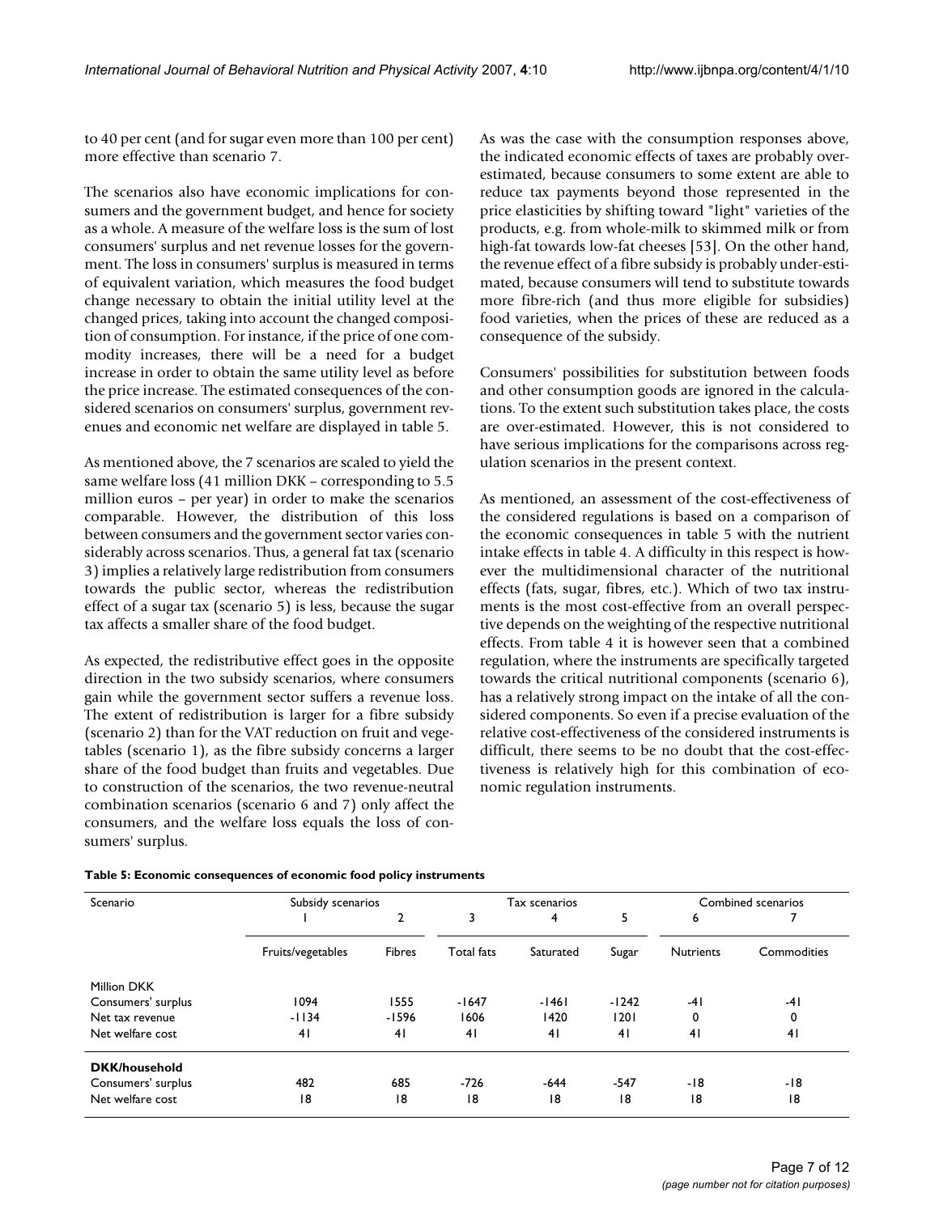to 40 per cent (and for sugar even more than 100 per cent) more effective than scenario 7.

The scenarios also have economic implications for consumers and the government budget, and hence for society as a whole. A measure of the welfare loss is the sum of lost consumers' surplus and net revenue losses for the government. The loss in consumers' surplus is measured in terms of equivalent variation, which measures the food budget change necessary to obtain the initial utility level at the changed prices, taking into account the changed composition of consumption. For instance, if the price of one commodity increases, there will be a need for a budget increase in order to obtain the same utility level as before the price increase. The estimated consequences of the considered scenarios on consumers' surplus, government revenues and economic net welfare are displayed in table 5.

As mentioned above, the 7 scenarios are scaled to yield the same welfare loss (41 million DKK – corresponding to 5.5 million euros – per year) in order to make the scenarios comparable. However, the distribution of this loss between consumers and the government sector varies considerably across scenarios. Thus, a general fat tax (scenario 3) implies a relatively large redistribution from consumers towards the public sector, whereas the redistribution effect of a sugar tax (scenario 5) is less, because the sugar tax affects a smaller share of the food budget.

As expected, the redistributive effect goes in the opposite direction in the two subsidy scenarios, where consumers gain while the government sector suffers a revenue loss. The extent of redistribution is larger for a fibre subsidy (scenario 2) than for the VAT reduction on fruit and vegetables (scenario 1), as the fibre subsidy concerns a larger share of the food budget than fruits and vegetables. Due to construction of the scenarios, the two revenue-neutral combination scenarios (scenario 6 and 7) only affect the consumers, and the welfare loss equals the loss of consumers' surplus.

As was the case with the consumption responses above, the indicated economic effects of taxes are probably over-estimated, because consumers to some extent are able to reduce tax payments beyond those represented in the price elasticities by shifting toward "light" varieties of the products, e.g. from whole-milk to skimmed milk or from high-fat towards low-fat cheeses [53]. On the other hand, the revenue effect of a fibre subsidy is probably under-estimated, because consumers will tend to substitute towards more fibre-rich (and thus more eligible for subsidies) food varieties, when the prices of these are reduced as a consequence of the subsidy.

Consumers' possibilities for substitution between foods and other consumption goods are ignored in the calculations. To the extent such substitution takes place, the costs are over-estimated. However, this is not considered to have serious implications for the comparisons across regulation scenarios in the present context.

As mentioned, an assessment of the cost-effectiveness of the considered regulations is based on a comparison of the economic consequences in table 5 with the nutrient intake effects in table 4. A difficulty in this respect is however the multidimensional character of the nutritional effects (fats, sugar, fibres, etc.). Which of two tax instruments is the most cost-effective from an overall perspective depends on the weighting of the respective nutritional effects. From table 4 it is however seen that a combined regulation, where the instruments are specifically targeted towards the critical nutritional components (scenario 6), has a relatively strong impact on the intake of all the considered components. So even if a precise evaluation of the relative cost-effectiveness of the considered instruments is difficult, there seems to be no doubt that the cost-effectiveness is relatively high for this combination of economic regulation instruments.

**Table 5: Economic consequences of economic food policy instruments**

| Scenario | Subsidy scenarios | | Tax scenarios | | | Combined scenarios | |
|---|---|---|---|---|---|---|---|
| | 1 | 2 | 3 | 4 | 5 | 6 | 7 |
| | Fruits/vegetables | Fibres | Total fats | Saturated | Sugar | Nutrients | Commodities |
| Million DKK | | | | | | | |
| Consumers' surplus | 1094 | 1555 | -1647 | -1461 | -1242 | -41 | -41 |
| Net tax revenue | -1134 | -1596 | 1606 | 1420 | 1201 | 0 | 0 |
| Net welfare cost | 41 | 41 | 41 | 41 | 41 | 41 | 41 |
| **DKK/household** | | | | | | | |
| Consumers' surplus | 482 | 685 | -726 | -644 | -547 | -18 | -18 |
| Net welfare cost | 18 | 18 | 18 | 18 | 18 | 18 | 18 |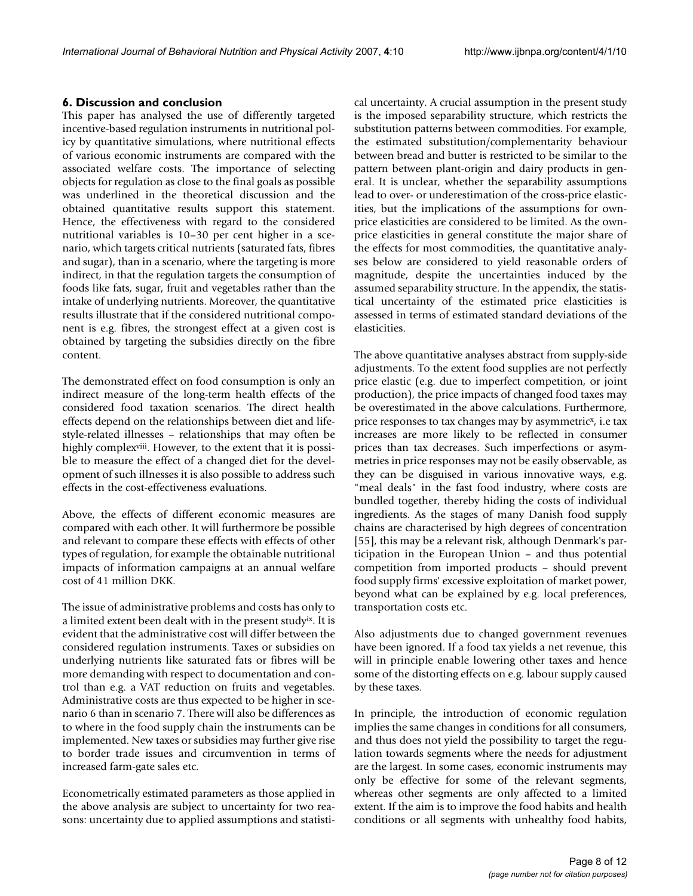## 6. Discussion and conclusion

This paper has analysed the use of differently targeted incentive-based regulation instruments in nutritional policy by quantitative simulations, where nutritional effects of various economic instruments are compared with the associated welfare costs. The importance of selecting objects for regulation as close to the final goals as possible was underlined in the theoretical discussion and the obtained quantitative results support this statement. Hence, the effectiveness with regard to the considered nutritional variables is 10–30 per cent higher in a scenario, which targets critical nutrients (saturated fats, fibres and sugar), than in a scenario, where the targeting is more indirect, in that the regulation targets the consumption of foods like fats, sugar, fruit and vegetables rather than the intake of underlying nutrients. Moreover, the quantitative results illustrate that if the considered nutritional component is e.g. fibres, the strongest effect at a given cost is obtained by targeting the subsidies directly on the fibre content.

The demonstrated effect on food consumption is only an indirect measure of the long-term health effects of the considered food taxation scenarios. The direct health effects depend on the relationships between diet and lifestyle-related illnesses – relationships that may often be highly complex[viii]. However, to the extent that it is possible to measure the effect of a changed diet for the development of such illnesses it is also possible to address such effects in the cost-effectiveness evaluations.

Above, the effects of different economic measures are compared with each other. It will furthermore be possible and relevant to compare these effects with effects of other types of regulation, for example the obtainable nutritional impacts of information campaigns at an annual welfare cost of 41 million DKK.

The issue of administrative problems and costs has only to a limited extent been dealt with in the present study[ix]. It is evident that the administrative cost will differ between the considered regulation instruments. Taxes or subsidies on underlying nutrients like saturated fats or fibres will be more demanding with respect to documentation and control than e.g. a VAT reduction on fruits and vegetables. Administrative costs are thus expected to be higher in scenario 6 than in scenario 7. There will also be differences as to where in the food supply chain the instruments can be implemented. New taxes or subsidies may further give rise to border trade issues and circumvention in terms of increased farm-gate sales etc.

Econometrically estimated parameters as those applied in the above analysis are subject to uncertainty for two reasons: uncertainty due to applied assumptions and statistical uncertainty. A crucial assumption in the present study is the imposed separability structure, which restricts the substitution patterns between commodities. For example, the estimated substitution/complementarity behaviour between bread and butter is restricted to be similar to the pattern between plant-origin and dairy products in general. It is unclear, whether the separability assumptions lead to over- or underestimation of the cross-price elasticities, but the implications of the assumptions for own-price elasticities are considered to be limited. As the own-price elasticities in general constitute the major share of the effects for most commodities, the quantitative analyses below are considered to yield reasonable orders of magnitude, despite the uncertainties induced by the assumed separability structure. In the appendix, the statistical uncertainty of the estimated price elasticities is assessed in terms of estimated standard deviations of the elasticities.

The above quantitative analyses abstract from supply-side adjustments. To the extent food supplies are not perfectly price elastic (e.g. due to imperfect competition, or joint production), the price impacts of changed food taxes may be overestimated in the above calculations. Furthermore, price responses to tax changes may by asymmetric[x], i.e tax increases are more likely to be reflected in consumer prices than tax decreases. Such imperfections or asymmetries in price responses may not be easily observable, as they can be disguised in various innovative ways, e.g. "meal deals" in the fast food industry, where costs are bundled together, thereby hiding the costs of individual ingredients. As the stages of many Danish food supply chains are characterised by high degrees of concentration [55], this may be a relevant risk, although Denmark's participation in the European Union – and thus potential competition from imported products – should prevent food supply firms' excessive exploitation of market power, beyond what can be explained by e.g. local preferences, transportation costs etc.

Also adjustments due to changed government revenues have been ignored. If a food tax yields a net revenue, this will in principle enable lowering other taxes and hence some of the distorting effects on e.g. labour supply caused by these taxes.

In principle, the introduction of economic regulation implies the same changes in conditions for all consumers, and thus does not yield the possibility to target the regulation towards segments where the needs for adjustment are the largest. In some cases, economic instruments may only be effective for some of the relevant segments, whereas other segments are only affected to a limited extent. If the aim is to improve the food habits and health conditions or all segments with unhealthy food habits,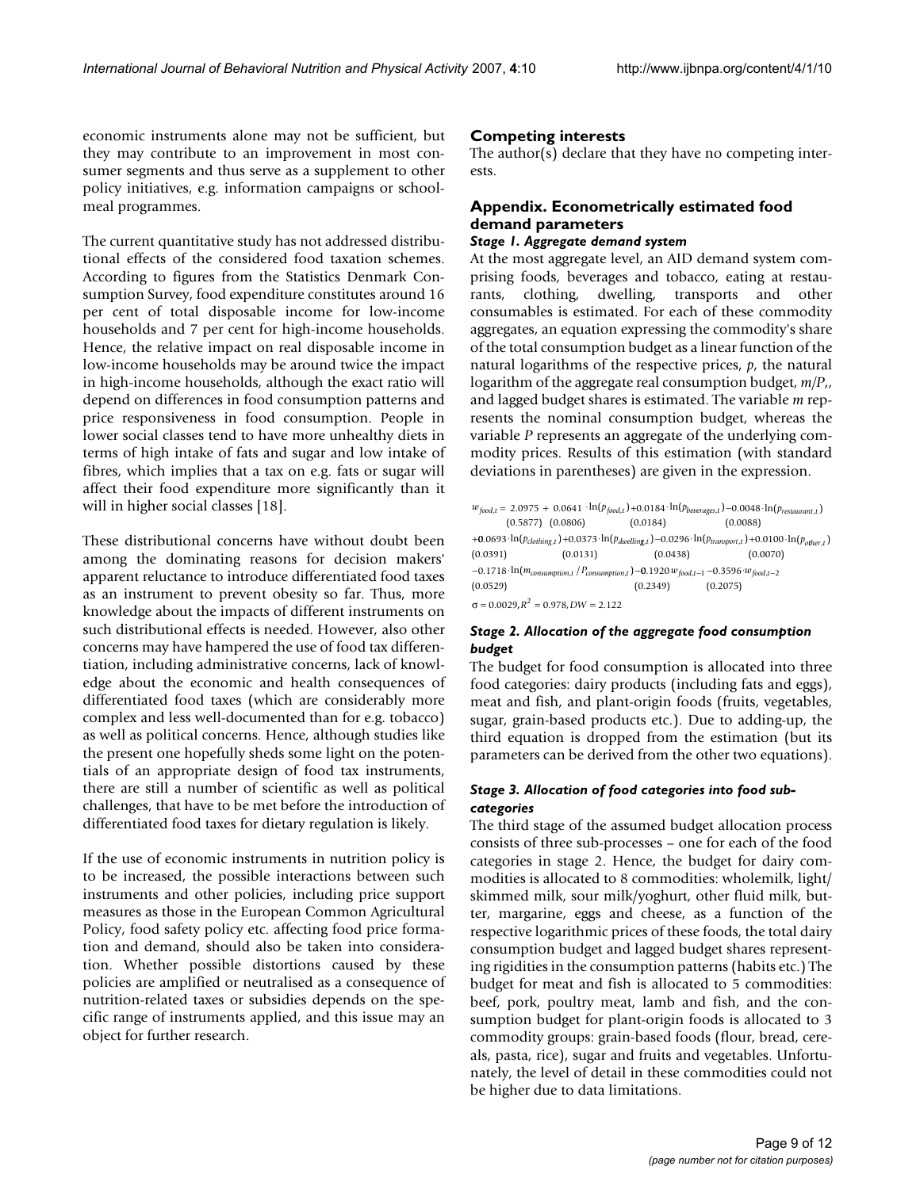economic instruments alone may not be sufficient, but they may contribute to an improvement in most consumer segments and thus serve as a supplement to other policy initiatives, e.g. information campaigns or school-meal programmes.

The current quantitative study has not addressed distributional effects of the considered food taxation schemes. According to figures from the Statistics Denmark Consumption Survey, food expenditure constitutes around 16 per cent of total disposable income for low-income households and 7 per cent for high-income households. Hence, the relative impact on real disposable income in low-income households may be around twice the impact in high-income households, although the exact ratio will depend on differences in food consumption patterns and price responsiveness in food consumption. People in lower social classes tend to have more unhealthy diets in terms of high intake of fats and sugar and low intake of fibres, which implies that a tax on e.g. fats or sugar will affect their food expenditure more significantly than it will in higher social classes [18].

These distributional concerns have without doubt been among the dominating reasons for decision makers' apparent reluctance to introduce differentiated food taxes as an instrument to prevent obesity so far. Thus, more knowledge about the impacts of different instruments on such distributional effects is needed. However, also other concerns may have hampered the use of food tax differentiation, including administrative concerns, lack of knowledge about the economic and health consequences of differentiated food taxes (which are considerably more complex and less well-documented than for e.g. tobacco) as well as political concerns. Hence, although studies like the present one hopefully sheds some light on the potentials of an appropriate design of food tax instruments, there are still a number of scientific as well as political challenges, that have to be met before the introduction of differentiated food taxes for dietary regulation is likely.

If the use of economic instruments in nutrition policy is to be increased, the possible interactions between such instruments and other policies, including price support measures as those in the European Common Agricultural Policy, food safety policy etc. affecting food price formation and demand, should also be taken into consideration. Whether possible distortions caused by these policies are amplified or neutralised as a consequence of nutrition-related taxes or subsidies depends on the specific range of instruments applied, and this issue may an object for further research.

## Competing interests

The author(s) declare that they have no competing interests.

## Appendix. Econometrically estimated food demand parameters

### *Stage 1. Aggregate demand system*

At the most aggregate level, an AID demand system comprising foods, beverages and tobacco, eating at restaurants, clothing, dwelling, transports and other consumables is estimated. For each of these commodity aggregates, an equation expressing the commodity's share of the total consumption budget as a linear function of the natural logarithms of the respective prices, $p$, the natural logarithm of the aggregate real consumption budget, $m/P_t$, and lagged budget shares is estimated. The variable $m$ represents the nominal consumption budget, whereas the variable $P$ represents an aggregate of the underlying commodity prices. Results of this estimation (with standard deviations in parentheses) are given in the expression.

$$
\begin{aligned}
w_{food,t} = &\ \underset{(0.5877)}{2.0975} + \underset{(0.0806)}{0.0641} \cdot \ln(p_{food,t}) + \underset{(0.0184)}{0.0184} \cdot \ln(p_{beverages,t}) - \underset{(0.0088)}{0.0048} \cdot \ln(p_{restaurant,t}) \\
& + \underset{(0.0391)}{0.0693} \cdot \ln(p_{clothing,t}) + \underset{(0.0131)}{0.0373} \cdot \ln(p_{dwelling,t}) - \underset{(0.0438)}{0.0296} \cdot \ln(p_{transport,t}) + \underset{(0.0070)}{0.0100} \cdot \ln(p_{other,t}) \\
& - \underset{(0.0529)}{0.1718} \cdot \ln(m_{consumption,t} / P_{consumption,t}) - \underset{(0.2349)}{0.1920}\, w_{food,t-1} - \underset{(0.2075)}{0.3596} \cdot w_{food,t-2}
\end{aligned}
$$

$\sigma = 0.0029, R^2 = 0.978, DW = 2.122$

### *Stage 2. Allocation of the aggregate food consumption budget*

The budget for food consumption is allocated into three food categories: dairy products (including fats and eggs), meat and fish, and plant-origin foods (fruits, vegetables, sugar, grain-based products etc.). Due to adding-up, the third equation is dropped from the estimation (but its parameters can be derived from the other two equations).

### *Stage 3. Allocation of food categories into food sub-categories*

The third stage of the assumed budget allocation process consists of three sub-processes – one for each of the food categories in stage 2. Hence, the budget for dairy commodities is allocated to 8 commodities: wholemilk, light/skimmed milk, sour milk/yoghurt, other fluid milk, butter, margarine, eggs and cheese, as a function of the respective logarithmic prices of these foods, the total dairy consumption budget and lagged budget shares representing rigidities in the consumption patterns (habits etc.) The budget for meat and fish is allocated to 5 commodities: beef, pork, poultry meat, lamb and fish, and the consumption budget for plant-origin foods is allocated to 3 commodity groups: grain-based foods (flour, bread, cereals, pasta, rice), sugar and fruits and vegetables. Unfortunately, the level of detail in these commodities could not be higher due to data limitations.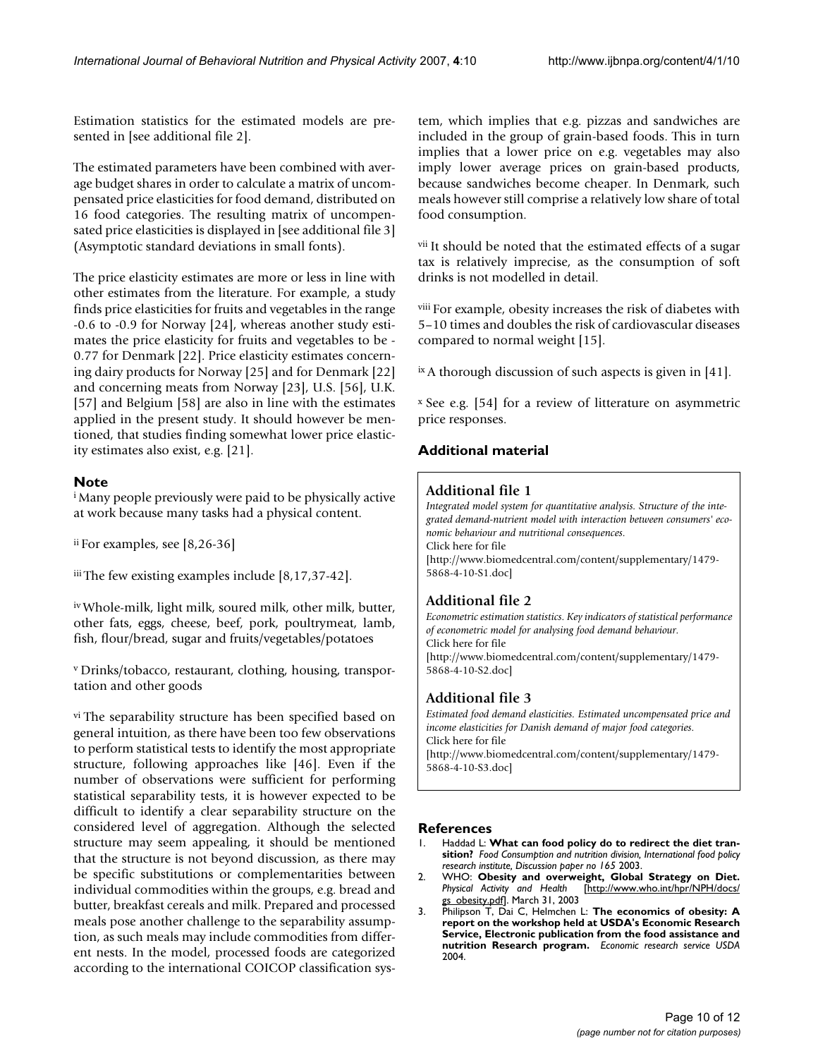Estimation statistics for the estimated models are presented in [see additional file 2].

The estimated parameters have been combined with average budget shares in order to calculate a matrix of uncompensated price elasticities for food demand, distributed on 16 food categories. The resulting matrix of uncompensated price elasticities is displayed in [see additional file 3] (Asymptotic standard deviations in small fonts).

The price elasticity estimates are more or less in line with other estimates from the literature. For example, a study finds price elasticities for fruits and vegetables in the range -0.6 to -0.9 for Norway [24], whereas another study estimates the price elasticity for fruits and vegetables to be -0.77 for Denmark [22]. Price elasticity estimates concerning dairy products for Norway [25] and for Denmark [22] and concerning meats from Norway [23], U.S. [56], U.K. [57] and Belgium [58] are also in line with the estimates applied in the present study. It should however be mentioned, that studies finding somewhat lower price elasticity estimates also exist, e.g. [21].

## Note

[i] Many people previously were paid to be physically active at work because many tasks had a physical content.

[ii] For examples, see [8,26-36]

[iii] The few existing examples include [8,17,37-42].

[iv] Whole-milk, light milk, soured milk, other milk, butter, other fats, eggs, cheese, beef, pork, poultrymeat, lamb, fish, flour/bread, sugar and fruits/vegetables/potatoes

[v] Drinks/tobacco, restaurant, clothing, housing, transportation and other goods

[vi] The separability structure has been specified based on general intuition, as there have been too few observations to perform statistical tests to identify the most appropriate structure, following approaches like [46]. Even if the number of observations were sufficient for performing statistical separability tests, it is however expected to be difficult to identify a clear separability structure on the considered level of aggregation. Although the selected structure may seem appealing, it should be mentioned that the structure is not beyond discussion, as there may be specific substitutions or complementarities between individual commodities within the groups, e.g. bread and butter, breakfast cereals and milk. Prepared and processed meals pose another challenge to the separability assumption, as such meals may include commodities from different nests. In the model, processed foods are categorized according to the international COICOP classification system, which implies that e.g. pizzas and sandwiches are included in the group of grain-based foods. This in turn implies that a lower price on e.g. vegetables may also imply lower average prices on grain-based products, because sandwiches become cheaper. In Denmark, such meals however still comprise a relatively low share of total food consumption.

[vii] It should be noted that the estimated effects of a sugar tax is relatively imprecise, as the consumption of soft drinks is not modelled in detail.

[viii] For example, obesity increases the risk of diabetes with 5–10 times and doubles the risk of cardiovascular diseases compared to normal weight [15].

[ix] A thorough discussion of such aspects is given in [41].

[x] See e.g. [54] for a review of litterature on asymmetric price responses.

## Additional material

### Additional file 1

*Integrated model system for quantitative analysis. Structure of the integrated demand-nutrient model with interaction between consumers' economic behaviour and nutritional consequences.*
Click here for file
[http://www.biomedcentral.com/content/supplementary/1479-5868-4-10-S1.doc]

### Additional file 2

*Econometric estimation statistics. Key indicators of statistical performance of econometric model for analysing food demand behaviour.*
Click here for file
[http://www.biomedcentral.com/content/supplementary/1479-5868-4-10-S2.doc]

### Additional file 3

*Estimated food demand elasticities. Estimated uncompensated price and income elasticities for Danish demand of major food categories.*
Click here for file
[http://www.biomedcentral.com/content/supplementary/1479-5868-4-10-S3.doc]

## References

1. Haddad L: **What can food policy do to redirect the diet transition?** *Food Consumption and nutrition division, International food policy research institute, Discussion paper no 165* 2003.
2. WHO: **Obesity and overweight, Global Strategy on Diet.** *Physical Activity and Health* [http://www.who.int/hpr/NPH/docs/gs_obesity.pdf]. March 31, 2003
3. Philipson T, Dai C, Helmchen L: **The economics of obesity: A report on the workshop held at USDA's Economic Research Service, Electronic publication from the food assistance and nutrition Research program.** *Economic research service USDA* 2004.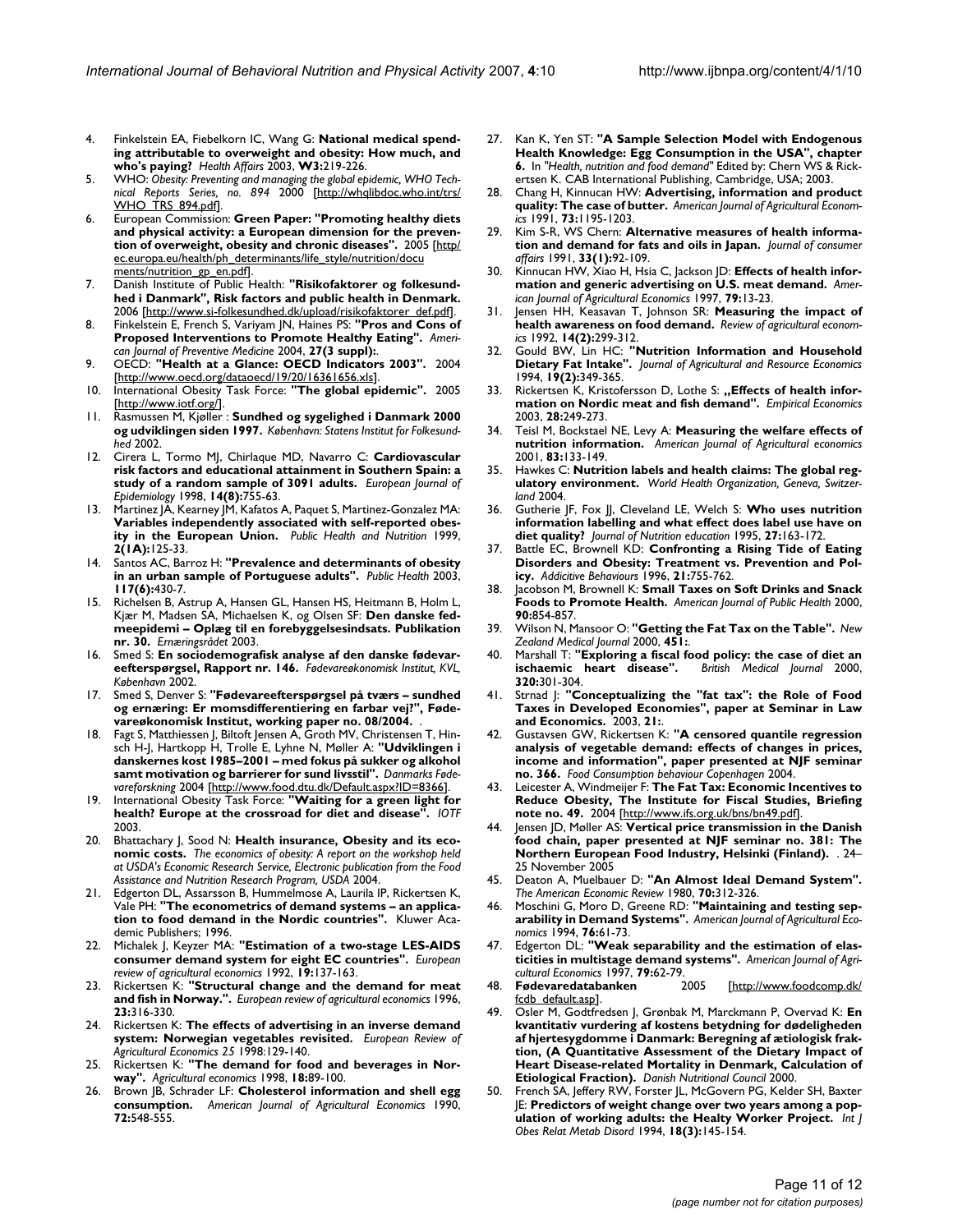4. Finkelstein EA, Fiebelkorn IC, Wang G: **National medical spending attributable to overweight and obesity: How much, and who's paying?** *Health Affairs* 2003, **W3:**219-226.
5. WHO: *Obesity: Preventing and managing the global epidemic, WHO Technical Reports Series, no. 894* 2000 [http://whqlibdoc.who.int/trs/WHO_TRS_894.pdf].
6. European Commission: **Green Paper: "Promoting healthy diets and physical activity: a European dimension for the prevention of overweight, obesity and chronic diseases".** 2005 [http://ec.europa.eu/health/ph_determinants/life_style/nutrition/documents/nutrition_gp_en.pdf].
7. Danish Institute of Public Health: **"Risikofaktorer og folkesundhed i Danmark", Risk factors and public health in Denmark.** 2006 [http://www.si-folkesundhed.dk/upload/risikofaktorer_def.pdf].
8. Finkelstein E, French S, Variyam JN, Haines PS: **"Pros and Cons of Proposed Interventions to Promote Healthy Eating".** *American Journal of Preventive Medicine* 2004, **27(3 suppl):**.
9. OECD: **"Health at a Glance: OECD Indicators 2003".** 2004 [http://www.oecd.org/dataoecd/19/20/16361656.xls].
10. International Obesity Task Force: **"The global epidemic".** 2005 [http://www.iotf.org/].
11. Rasmussen M, Kjøller : **Sundhed og sygelighed i Danmark 2000 og udviklingen siden 1997.** *København: Statens Institut for Folkesundhed* 2002.
12. Cirera L, Tormo MJ, Chirlaque MD, Navarro C: **Cardiovascular risk factors and educational attainment in Southern Spain: a study of a random sample of 3091 adults.** *European Journal of Epidemiology* 1998, **14(8):**755-63.
13. Martinez JA, Kearney JM, Kafatos A, Paquet S, Martinez-Gonzalez MA: **Variables independently associated with self-reported obesity in the European Union.** *Public Health and Nutrition* 1999, **2(1A):**125-33.
14. Santos AC, Barroz H: **"Prevalence and determinants of obesity in an urban sample of Portuguese adults".** *Public Health* 2003, **117(6):**430-7.
15. Richelsen B, Astrup A, Hansen GL, Hansen HS, Heitmann B, Holm L, Kjær M, Madsen SA, Michaelsen K, og Olsen SF: **Den danske fedmeepidemi – Oplæg til en forebyggelsesindsats. Publikation nr. 30.** *Ernæringsrådet* 2003.
16. Smed S: **En sociodemografisk analyse af den danske fødevareefterspørgsel, Rapport nr. 146.** *Fødevareøkonomisk Institut, KVL, København* 2002.
17. Smed S, Denver S: **"Fødevareefterspørgsel på tværs – sundhed og ernæring: Er momsdifferentiering en farbar vej?", Fødevareøkonomisk Institut, working paper no. 08/2004.** .
18. Fagt S, Matthiessen J, Biltoft Jensen A, Groth MV, Christensen T, Hinsch H-J, Hartkopp H, Trolle E, Lyhne N, Møller A: **"Udviklingen i danskernes kost 1985–2001 – med fokus på sukker og alkohol samt motivation og barrierer for sund livsstil".** *Danmarks Fødevareforskning* 2004 [http://www.food.dtu.dk/Default.aspx?ID=8366].
19. International Obesity Task Force: **"Waiting for a green light for health? Europe at the crossroad for diet and disease".** *IOTF* 2003.
20. Bhattachary J, Sood N: **Health insurance, Obesity and its economic costs.** *The economics of obesity: A report on the workshop held at USDA's Economic Research Service, Electronic publication from the Food Assistance and Nutrition Research Program, USDA* 2004.
21. Edgerton DL, Assarsson B, Hummelmose A, Laurila IP, Rickertsen K, Vale PH: **"The econometrics of demand systems – an application to food demand in the Nordic countries".** Kluwer Academic Publishers; 1996.
22. Michalek J, Keyzer MA: **"Estimation of a two-stage LES-AIDS consumer demand system for eight EC countries".** *European review of agricultural economics* 1992, **19:**137-163.
23. Rickertsen K: **"Structural change and the demand for meat and fish in Norway.".** *European review of agricultural economics* 1996, **23:**316-330.
24. Rickertsen K: **The effects of advertising in an inverse demand system: Norwegian vegetables revisited.** *European Review of Agricultural Economics 25* 1998:129-140.
25. Rickertsen K: **"The demand for food and beverages in Norway".** *Agricultural economics* 1998, **18:**89-100.
26. Brown JB, Schrader LF: **Cholesterol information and shell egg consumption.** *American Journal of Agricultural Economics* 1990, **72:**548-555.
27. Kan K, Yen ST: **"A Sample Selection Model with Endogenous Health Knowledge: Egg Consumption in the USA", chapter 6.** In *"Health, nutrition and food demand"* Edited by: Chern WS & Rickertsen K. CAB International Publishing, Cambridge, USA; 2003.
28. Chang H, Kinnucan HW: **Advertising, information and product quality: The case of butter.** *American Journal of Agricultural Economics* 1991, **73:**1195-1203.
29. Kim S-R, WS Chern: **Alternative measures of health information and demand for fats and oils in Japan.** *Journal of consumer affairs* 1991, **33(1):**92-109.
30. Kinnucan HW, Xiao H, Hsia C, Jackson JD: **Effects of health information and generic advertising on U.S. meat demand.** *American Journal of Agricultural Economics* 1997, **79:**13-23.
31. Jensen HH, Keasavan T, Johnson SR: **Measuring the impact of health awareness on food demand.** *Review of agricultural economics* 1992, **14(2):**299-312.
32. Gould BW, Lin HC: **"Nutrition Information and Household Dietary Fat Intake".** *Journal of Agricultural and Resource Economics* 1994, **19(2):**349-365.
33. Rickertsen K, Kristofersson D, Lothe S: **„Effects of health information on Nordic meat and fish demand".** *Empirical Economics* 2003, **28:**249-273.
34. Teisl M, Bockstael NE, Levy A: **Measuring the welfare effects of nutrition information.** *American Journal of Agricultural economics* 2001, **83:**133-149.
35. Hawkes C: **Nutrition labels and health claims: The global regulatory environment.** *World Health Organization, Geneva, Switzerland* 2004.
36. Gutherie JF, Fox JJ, Cleveland LE, Welch S: **Who uses nutrition information labelling and what effect does label use have on diet quality?** *Journal of Nutrition education* 1995, **27:**163-172.
37. Battle EC, Brownell KD: **Confronting a Rising Tide of Eating Disorders and Obesity: Treatment vs. Prevention and Policy.** *Addictive Behaviours* 1996, **21:**755-762.
38. Jacobson M, Brownell K: **Small Taxes on Soft Drinks and Snack Foods to Promote Health.** *American Journal of Public Health* 2000, **90:**854-857.
39. Wilson N, Mansoor O: **"Getting the Fat Tax on the Table".** *New Zealand Medical Journal* 2000, **451:**.
40. Marshall T: **"Exploring a fiscal food policy: the case of diet an ischaemic heart disease".** *British Medical Journal* 2000, **320:**301-304.
41. Strnad J: **"Conceptualizing the "fat tax": the Role of Food Taxes in Developed Economies", paper at Seminar in Law and Economics.** 2003, **21:**.
42. Gustavsen GW, Rickertsen K: **"A censored quantile regression analysis of vegetable demand: effects of changes in prices, income and information", paper presented at NJF seminar no. 366.** *Food Consumption behaviour Copenhagen* 2004.
43. Leicester A, Windmeijer F: **The Fat Tax: Economic Incentives to Reduce Obesity, The Institute for Fiscal Studies, Briefing note no. 49.** 2004 [http://www.ifs.org.uk/bns/bn49.pdf].
44. Jensen JD, Møller AS: **Vertical price transmission in the Danish food chain, paper presented at NJF seminar no. 381: The Northern European Food Industry, Helsinki (Finland).** . 24–25 November 2005
45. Deaton A, Muelbauer D: **"An Almost Ideal Demand System".** *The American Economic Review* 1980, **70:**312-326.
46. Moschini G, Moro D, Greene RD: **"Maintaining and testing separability in Demand Systems".** *American Journal of Agricultural Economics* 1994, **76:**61-73.
47. Edgerton DL: **"Weak separability and the estimation of elasticities in multistage demand systems".** *American Journal of Agricultural Economics* 1997, **79:**62-79.
48. **Fødevaredatabanken** 2005 [http://www.foodcomp.dk/fcdb_default.asp].
49. Osler M, Godtfredsen J, Grønbak M, Marckmann P, Overvad K: **En kvantitativ vurdering af kostens betydning for dødeligheden af hjertesygdomme i Danmark: Beregning af ætiologisk fraktion, (A Quantitative Assessment of the Dietary Impact of Heart Disease-related Mortality in Denmark, Calculation of Etiological Fraction).** *Danish Nutritional Council* 2000.
50. French SA, Jeffery RW, Forster JL, McGovern PG, Kelder SH, Baxter JE: **Predictors of weight change over two years among a population of working adults: the Healty Worker Project.** *Int J Obes Relat Metab Disord* 1994, **18(3):**145-154.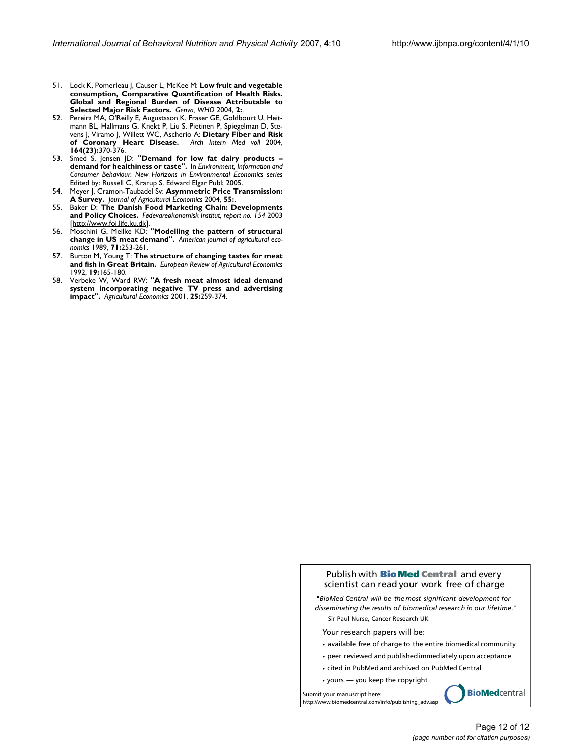51. Lock K, Pomerleau J, Causer L, McKee M: **Low fruit and vegetable consumption, Comparative Quantification of Health Risks. Global and Regional Burden of Disease Attributable to Selected Major Risk Factors.** *Genva, WHO* 2004, **2:**.
52. Pereira MA, O'Reilly E, Augustsson K, Fraser GE, Goldbourt U, Heitmann BL, Hallmans G, Knekt P, Liu S, Pietinen P, Spiegelman D, Stevens J, Viramo J, Willett WC, Ascherio A: **Dietary Fiber and Risk of Coronary Heart Disease.** *Arch Intern Med voll* 2004, **164(23):**370-376.
53. Smed S, Jensen JD: **"Demand for low fat dairy products – demand for healthiness or taste".** In *Environment, Information and Consumer Behaviour. New Horizons in Environmental Economics series* Edited by: Russell C, Krarup S. Edward Elgar Publ; 2005.
54. Meyer J, Cramon-Taubadel Sv: **Asymmetric Price Transmission: A Survey.** *Journal of Agricultural Economics* 2004, **55:**.
55. Baker D: **The Danish Food Marketing Chain: Developments and Policy Choices.** *Fødevareøkonomisk Institut, report no. 154* 2003 [http://www.foi.life.ku.dk].
56. Moschini G, Meilke KD: **"Modelling the pattern of structural change in US meat demand".** *American journal of agricultural economics* 1989, **71:**253-261.
57. Burton M, Young T: **The structure of changing tastes for meat and fish in Great Britain.** *European Review of Agricultural Economics* 1992, **19:**165-180.
58. Verbeke W, Ward RW: **"A fresh meat almost ideal demand system incorporating negative TV press and advertising impact".** *Agricultural Economics* 2001, **25:**259-374.

Publish with **BioMed Central** and every scientist can read your work free of charge

*"BioMed Central will be the most significant development for disseminating the results of biomedical research in our lifetime."*

Sir Paul Nurse, Cancer Research UK

Your research papers will be:

- available free of charge to the entire biomedical community
- peer reviewed and published immediately upon acceptance
- cited in PubMed and archived on PubMed Central
- yours — you keep the copyright

Submit your manuscript here:
http://www.biomedcentral.com/info/publishing_adv.asp

**BioMed**central